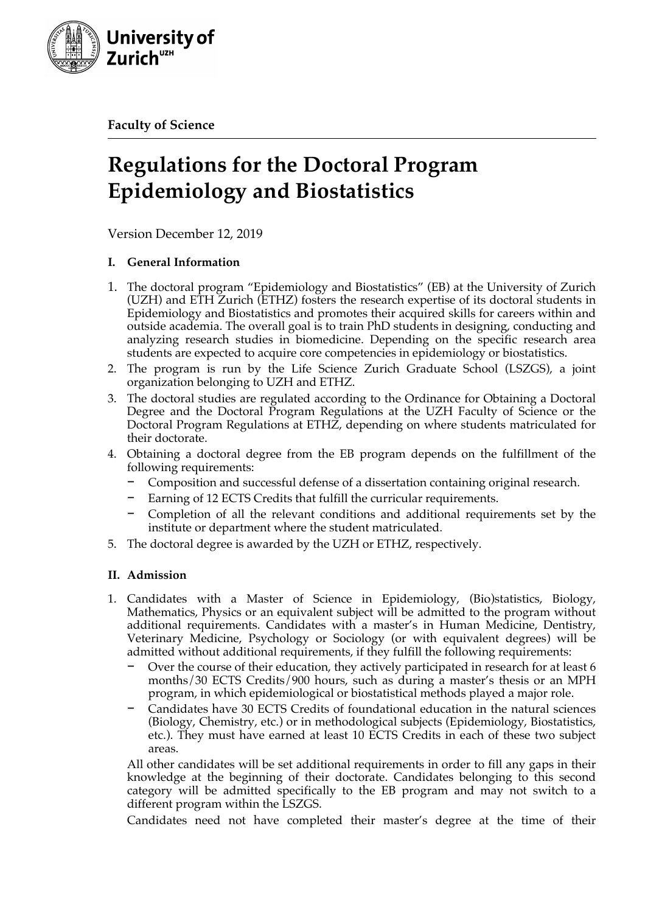**Faculty of Science**

# Regulations for the Doctoral Program Epidemiology and Biostatistics

Version December 12, 2019

## I. General Information

1. The doctoral program "Epidemiology and Biostatistics" (EB) at the University of Zurich (UZH) and ETH Zurich (ETHZ) fosters the research expertise of its doctoral students in Epidemiology and Biostatistics and promotes their acquired skills for careers within and outside academia. The overall goal is to train PhD students in designing, conducting and analyzing research studies in biomedicine. Depending on the specific research area students are expected to acquire core competencies in epidemiology or biostatistics.
2. The program is run by the Life Science Zurich Graduate School (LSZGS), a joint organization belonging to UZH and ETHZ.
3. The doctoral studies are regulated according to the Ordinance for Obtaining a Doctoral Degree and the Doctoral Program Regulations at the UZH Faculty of Science or the Doctoral Program Regulations at ETHZ, depending on where students matriculated for their doctorate.
4. Obtaining a doctoral degree from the EB program depends on the fulfillment of the following requirements:
   - Composition and successful defense of a dissertation containing original research.
   - Earning of 12 ECTS Credits that fulfill the curricular requirements.
   - Completion of all the relevant conditions and additional requirements set by the institute or department where the student matriculated.
5. The doctoral degree is awarded by the UZH or ETHZ, respectively.

## II. Admission

1. Candidates with a Master of Science in Epidemiology, (Bio)statistics, Biology, Mathematics, Physics or an equivalent subject will be admitted to the program without additional requirements. Candidates with a master's in Human Medicine, Dentistry, Veterinary Medicine, Psychology or Sociology (or with equivalent degrees) will be admitted without additional requirements, if they fulfill the following requirements:
   - Over the course of their education, they actively participated in research for at least 6 months/30 ECTS Credits/900 hours, such as during a master's thesis or an MPH program, in which epidemiological or biostatistical methods played a major role.
   - Candidates have 30 ECTS Credits of foundational education in the natural sciences (Biology, Chemistry, etc.) or in methodological subjects (Epidemiology, Biostatistics, etc.). They must have earned at least 10 ECTS Credits in each of these two subject areas.

   All other candidates will be set additional requirements in order to fill any gaps in their knowledge at the beginning of their doctorate. Candidates belonging to this second category will be admitted specifically to the EB program and may not switch to a different program within the LSZGS.

   Candidates need not have completed their master's degree at the time of their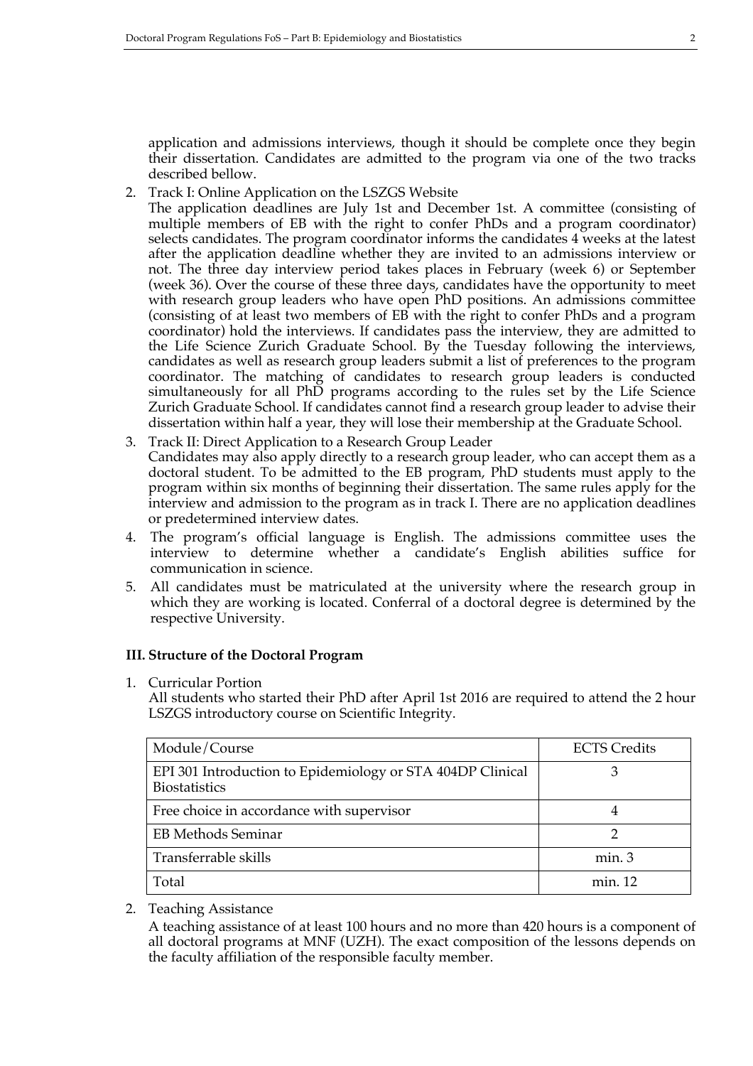application and admissions interviews, though it should be complete once they begin their dissertation. Candidates are admitted to the program via one of the two tracks described bellow.

2. Track I: Online Application on the LSZGS Website
   The application deadlines are July 1st and December 1st. A committee (consisting of multiple members of EB with the right to confer PhDs and a program coordinator) selects candidates. The program coordinator informs the candidates 4 weeks at the latest after the application deadline whether they are invited to an admissions interview or not. The three day interview period takes places in February (week 6) or September (week 36). Over the course of these three days, candidates have the opportunity to meet with research group leaders who have open PhD positions. An admissions committee (consisting of at least two members of EB with the right to confer PhDs and a program coordinator) hold the interviews. If candidates pass the interview, they are admitted to the Life Science Zurich Graduate School. By the Tuesday following the interviews, candidates as well as research group leaders submit a list of preferences to the program coordinator. The matching of candidates to research group leaders is conducted simultaneously for all PhD programs according to the rules set by the Life Science Zurich Graduate School. If candidates cannot find a research group leader to advise their dissertation within half a year, they will lose their membership at the Graduate School.
3. Track II: Direct Application to a Research Group Leader
   Candidates may also apply directly to a research group leader, who can accept them as a doctoral student. To be admitted to the EB program, PhD students must apply to the program within six months of beginning their dissertation. The same rules apply for the interview and admission to the program as in track I. There are no application deadlines or predetermined interview dates.
4. The program's official language is English. The admissions committee uses the interview to determine whether a candidate's English abilities suffice for communication in science.
5. All candidates must be matriculated at the university where the research group in which they are working is located. Conferral of a doctoral degree is determined by the respective University.

### III. Structure of the Doctoral Program

1. Curricular Portion
   All students who started their PhD after April 1st 2016 are required to attend the 2 hour LSZGS introductory course on Scientific Integrity.

| Module/Course | ECTS Credits |
|---|---|
| EPI 301 Introduction to Epidemiology or STA 404DP Clinical Biostatistics | 3 |
| Free choice in accordance with supervisor | 4 |
| EB Methods Seminar | 2 |
| Transferrable skills | min. 3 |
| Total | min. 12 |

2. Teaching Assistance
   A teaching assistance of at least 100 hours and no more than 420 hours is a component of all doctoral programs at MNF (UZH). The exact composition of the lessons depends on the faculty affiliation of the responsible faculty member.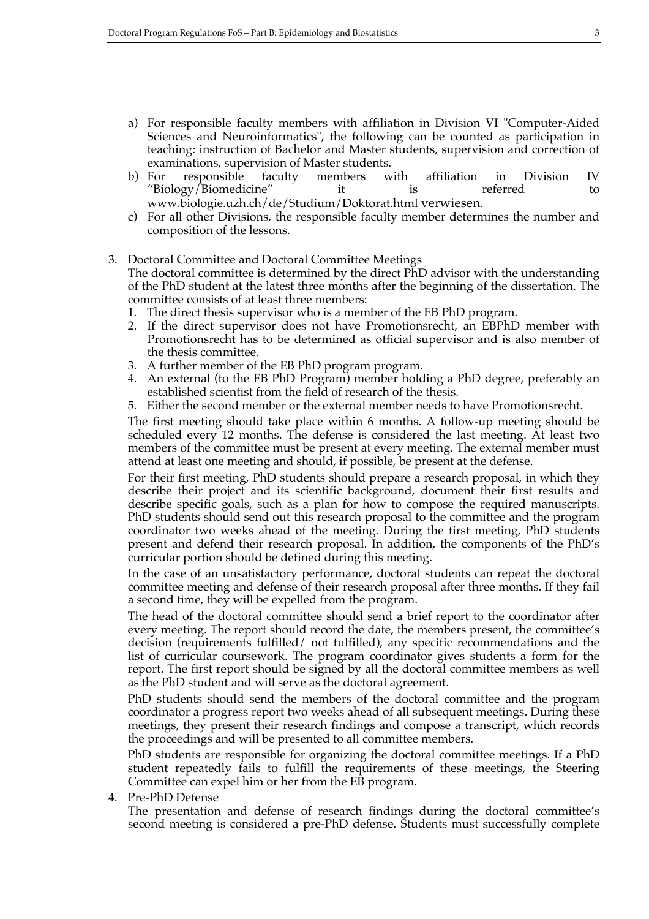a) For responsible faculty members with affiliation in Division VI "Computer-Aided Sciences and Neuroinformatics", the following can be counted as participation in teaching: instruction of Bachelor and Master students, supervision and correction of examinations, supervision of Master students.
b) For responsible faculty members with affiliation in Division IV "Biology/Biomedicine" it is referred to www.biologie.uzh.ch/de/Studium/Doktorat.html verwiesen.
c) For all other Divisions, the responsible faculty member determines the number and composition of the lessons.

3. Doctoral Committee and Doctoral Committee Meetings

   The doctoral committee is determined by the direct PhD advisor with the understanding of the PhD student at the latest three months after the beginning of the dissertation. The committee consists of at least three members:
   1. The direct thesis supervisor who is a member of the EB PhD program.
   2. If the direct supervisor does not have Promotionsrecht, an EBPhD member with Promotionsrecht has to be determined as official supervisor and is also member of the thesis committee.
   3. A further member of the EB PhD program program.
   4. An external (to the EB PhD Program) member holding a PhD degree, preferably an established scientist from the field of research of the thesis.
   5. Either the second member or the external member needs to have Promotionsrecht.

   The first meeting should take place within 6 months. A follow-up meeting should be scheduled every 12 months. The defense is considered the last meeting. At least two members of the committee must be present at every meeting. The external member must attend at least one meeting and should, if possible, be present at the defense.

   For their first meeting, PhD students should prepare a research proposal, in which they describe their project and its scientific background, document their first results and describe specific goals, such as a plan for how to compose the required manuscripts. PhD students should send out this research proposal to the committee and the program coordinator two weeks ahead of the meeting. During the first meeting, PhD students present and defend their research proposal. In addition, the components of the PhD's curricular portion should be defined during this meeting.

   In the case of an unsatisfactory performance, doctoral students can repeat the doctoral committee meeting and defense of their research proposal after three months. If they fail a second time, they will be expelled from the program.

   The head of the doctoral committee should send a brief report to the coordinator after every meeting. The report should record the date, the members present, the committee's decision (requirements fulfilled/ not fulfilled), any specific recommendations and the list of curricular coursework. The program coordinator gives students a form for the report. The first report should be signed by all the doctoral committee members as well as the PhD student and will serve as the doctoral agreement.

   PhD students should send the members of the doctoral committee and the program coordinator a progress report two weeks ahead of all subsequent meetings. During these meetings, they present their research findings and compose a transcript, which records the proceedings and will be presented to all committee members.

   PhD students are responsible for organizing the doctoral committee meetings. If a PhD student repeatedly fails to fulfill the requirements of these meetings, the Steering Committee can expel him or her from the EB program.

4. Pre-PhD Defense

   The presentation and defense of research findings during the doctoral committee's second meeting is considered a pre-PhD defense. Students must successfully complete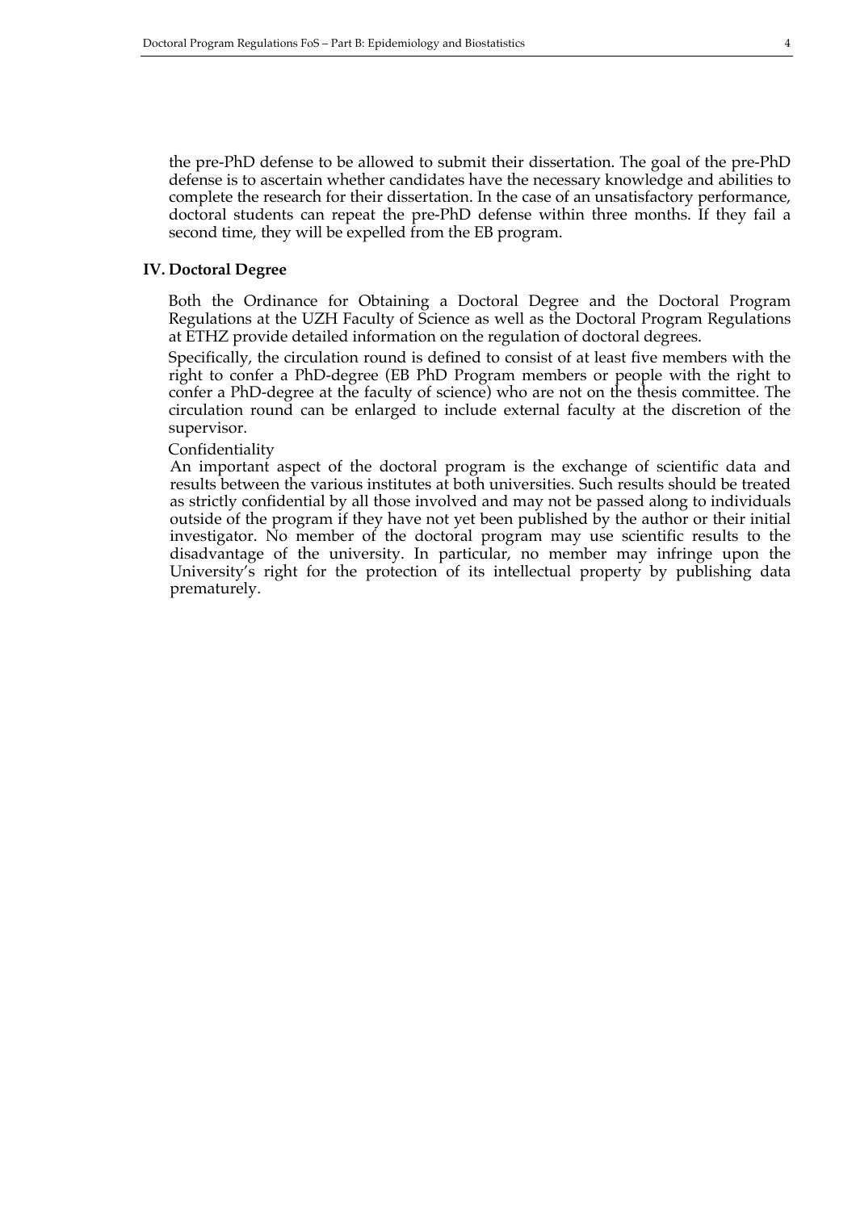the pre-PhD defense to be allowed to submit their dissertation. The goal of the pre-PhD defense is to ascertain whether candidates have the necessary knowledge and abilities to complete the research for their dissertation. In the case of an unsatisfactory performance, doctoral students can repeat the pre-PhD defense within three months. If they fail a second time, they will be expelled from the EB program.

## IV. Doctoral Degree

Both the Ordinance for Obtaining a Doctoral Degree and the Doctoral Program Regulations at the UZH Faculty of Science as well as the Doctoral Program Regulations at ETHZ provide detailed information on the regulation of doctoral degrees.

Specifically, the circulation round is defined to consist of at least five members with the right to confer a PhD-degree (EB PhD Program members or people with the right to confer a PhD-degree at the faculty of science) who are not on the thesis committee. The circulation round can be enlarged to include external faculty at the discretion of the supervisor.

Confidentiality

An important aspect of the doctoral program is the exchange of scientific data and results between the various institutes at both universities. Such results should be treated as strictly confidential by all those involved and may not be passed along to individuals outside of the program if they have not yet been published by the author or their initial investigator. No member of the doctoral program may use scientific results to the disadvantage of the university. In particular, no member may infringe upon the University's right for the protection of its intellectual property by publishing data prematurely.